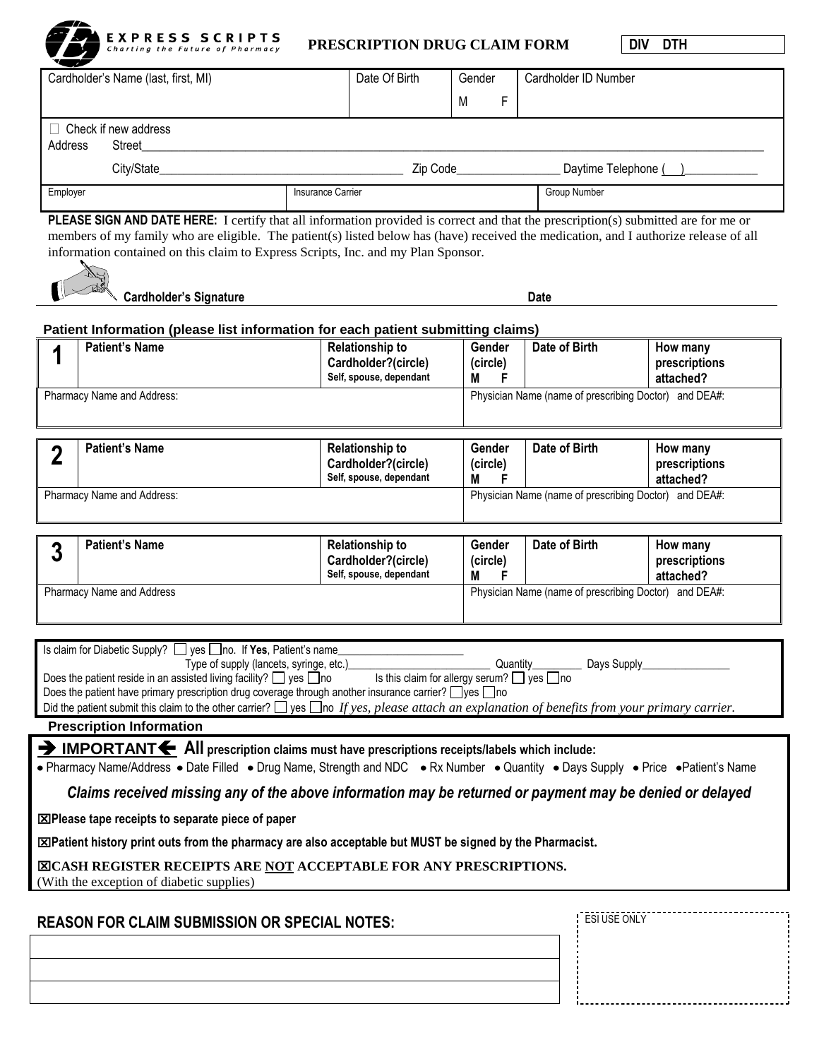EXPRESS SCRIPTS
*Charting the Future of Pharmacy*

# PRESCRIPTION DRUG CLAIM FORM

DIV DTH

| Cardholder's Name (last, first, MI) | Date Of Birth | Gender M F | Cardholder ID Number |
|---|---|---|---|
| | | | |

☐ Check if new address

Address Street_______________________________________________

City/State______________________ Zip Code______________ Daytime Telephone ( )__________

| Employer | Insurance Carrier | Group Number |
|---|---|---|
| | | |

**PLEASE SIGN AND DATE HERE:** I certify that all information provided is correct and that the prescription(s) submitted are for me or members of my family who are eligible. The patient(s) listed below has (have) received the medication, and I authorize release of all information contained on this claim to Express Scripts, Inc. and my Plan Sponsor.

**Cardholder's Signature** **Date**

### Patient Information (please list information for each patient submitting claims)

| 1 | Patient's Name | Relationship to Cardholder?(circle) Self, spouse, dependant | Gender (circle) M F | Date of Birth | How many prescriptions attached? |
|---|---|---|---|---|---|
| Pharmacy Name and Address: | | | Physician Name (name of prescribing Doctor) and DEA#: | | |

| 2 | Patient's Name | Relationship to Cardholder?(circle) Self, spouse, dependant | Gender (circle) M F | Date of Birth | How many prescriptions attached? |
|---|---|---|---|---|---|
| Pharmacy Name and Address: | | | Physician Name (name of prescribing Doctor) and DEA#: | | |

| 3 | Patient's Name | Relationship to Cardholder?(circle) Self, spouse, dependant | Gender (circle) M F | Date of Birth | How many prescriptions attached? |
|---|---|---|---|---|---|
| Pharmacy Name and Address | | | Physician Name (name of prescribing Doctor) and DEA#: | | |

Is claim for Diabetic Supply? ☐ yes ☐ no. If **Yes**, Patient's name____________________

Type of supply (lancets, syringe, etc.)____________________ Quantity________ Days Supply______________

Does the patient reside in an assisted living facility? ☐ yes ☐ no Is this claim for allergy serum? ☐ yes ☐ no

Does the patient have primary prescription drug coverage through another insurance carrier? ☐ yes ☐ no

Did the patient submit this claim to the other carrier? ☐ yes ☐ no *If yes, please attach an explanation of benefits from your primary carrier.*

### Prescription Information

**➔ IMPORTANT ➔ All prescription claims must have prescriptions receipts/labels which include:**

• Pharmacy Name/Address • Date Filled • Drug Name, Strength and NDC • Rx Number • Quantity • Days Supply • Price • Patient's Name

***Claims received missing any of the above information may be returned or payment may be denied or delayed***

☒ **Please tape receipts to separate piece of paper**

☒ **Patient history print outs from the pharmacy are also acceptable but MUST be signed by the Pharmacist.**

☒ **CASH REGISTER RECEIPTS ARE NOT ACCEPTABLE FOR ANY PRESCRIPTIONS.**
(With the exception of diabetic supplies)

## REASON FOR CLAIM SUBMISSION OR SPECIAL NOTES:

ESI USE ONLY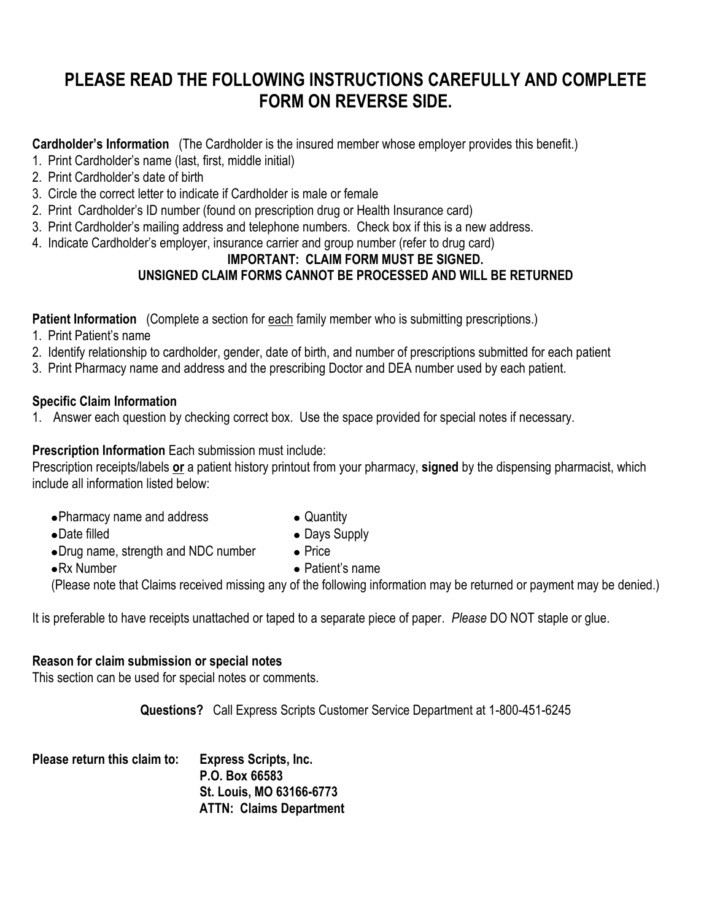# PLEASE READ THE FOLLOWING INSTRUCTIONS CAREFULLY AND COMPLETE FORM ON REVERSE SIDE.

**Cardholder's Information** (The Cardholder is the insured member whose employer provides this benefit.)

1. Print Cardholder's name (last, first, middle initial)
2. Print Cardholder's date of birth
3. Circle the correct letter to indicate if Cardholder is male or female
2. Print Cardholder's ID number (found on prescription drug or Health Insurance card)
3. Print Cardholder's mailing address and telephone numbers. Check box if this is a new address.
4. Indicate Cardholder's employer, insurance carrier and group number (refer to drug card)

**IMPORTANT: CLAIM FORM MUST BE SIGNED.**
**UNSIGNED CLAIM FORMS CANNOT BE PROCESSED AND WILL BE RETURNED**

**Patient Information** (Complete a section for each family member who is submitting prescriptions.)

1. Print Patient's name
2. Identify relationship to cardholder, gender, date of birth, and number of prescriptions submitted for each patient
3. Print Pharmacy name and address and the prescribing Doctor and DEA number used by each patient.

**Specific Claim Information**

1. Answer each question by checking correct box. Use the space provided for special notes if necessary.

**Prescription Information** Each submission must include:
Prescription receipts/labels **or** a patient history printout from your pharmacy, **signed** by the dispensing pharmacist, which include all information listed below:

- Pharmacy name and address
- Date filled
- Drug name, strength and NDC number
- Rx Number
- Quantity
- Days Supply
- Price
- Patient's name

(Please note that Claims received missing any of the following information may be returned or payment may be denied.)

It is preferable to have receipts unattached or taped to a separate piece of paper. *Please* DO NOT staple or glue.

**Reason for claim submission or special notes**
This section can be used for special notes or comments.

**Questions?** Call Express Scripts Customer Service Department at 1-800-451-6245

**Please return this claim to:** **Express Scripts, Inc.**
**P.O. Box 66583**
**St. Louis, MO 63166-6773**
**ATTN: Claims Department**